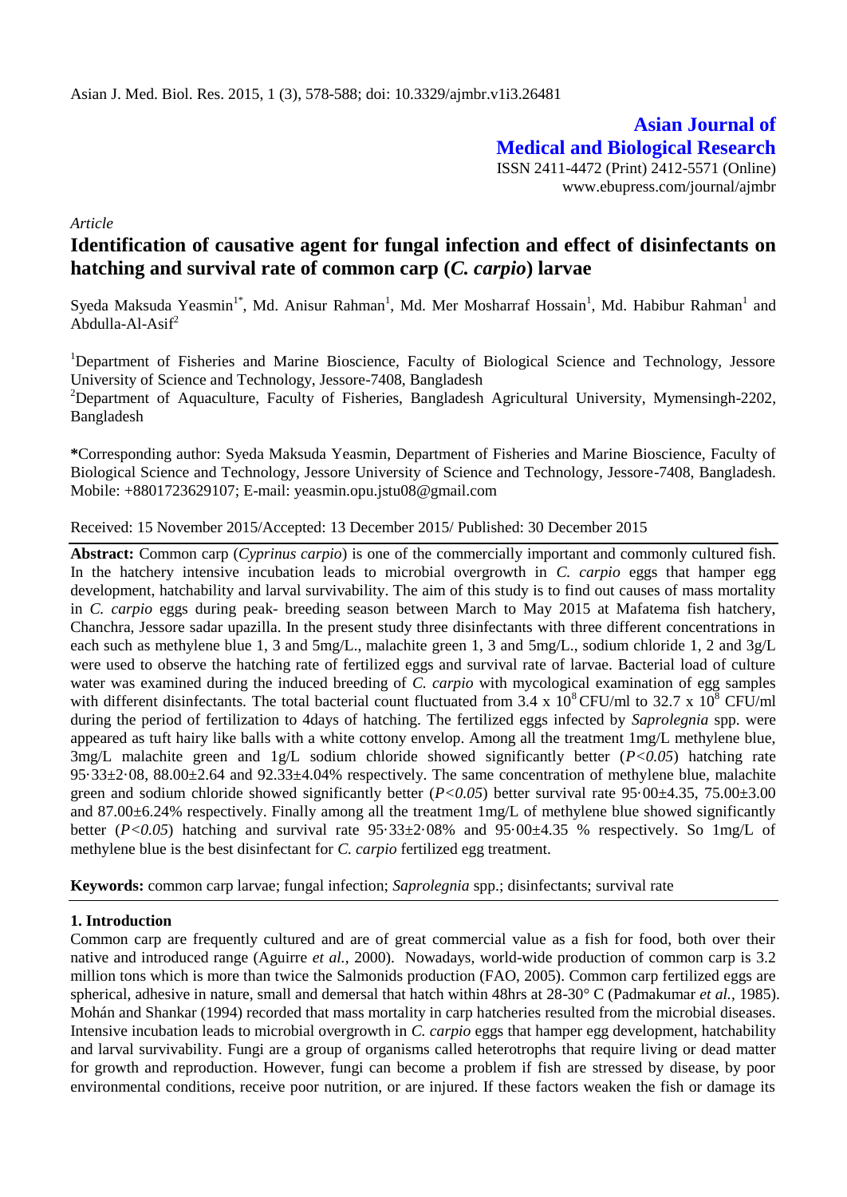Asian J. Med. Biol. Res. 2015, 1 (3), 578-588; doi: 10.3329/ajmbr.v1i3.26481

**Asian Journal of Medical and Biological Research**

ISSN 2411-4472 (Print) 2412-5571 (Online)
www.ebupress.com/journal/ajmbr

*Article*

# Identification of causative agent for fungal infection and effect of disinfectants on hatching and survival rate of common carp (*C. carpio*) larvae

Syeda Maksuda Yeasmin[1*], Md. Anisur Rahman[1], Md. Mer Mosharraf Hossain[1], Md. Habibur Rahman[1] and Abdulla-Al-Asif[2]

[1]Department of Fisheries and Marine Bioscience, Faculty of Biological Science and Technology, Jessore University of Science and Technology, Jessore-7408, Bangladesh

[2]Department of Aquaculture, Faculty of Fisheries, Bangladesh Agricultural University, Mymensingh-2202, Bangladesh

**\***Corresponding author: Syeda Maksuda Yeasmin, Department of Fisheries and Marine Bioscience, Faculty of Biological Science and Technology, Jessore University of Science and Technology, Jessore-7408, Bangladesh. Mobile: +8801723629107; E-mail: yeasmin.opu.jstu08@gmail.com

Received: 15 November 2015/Accepted: 13 December 2015/ Published: 30 December 2015

**Abstract:** Common carp (*Cyprinus carpio*) is one of the commercially important and commonly cultured fish. In the hatchery intensive incubation leads to microbial overgrowth in *C. carpio* eggs that hamper egg development, hatchability and larval survivability. The aim of this study is to find out causes of mass mortality in *C. carpio* eggs during peak- breeding season between March to May 2015 at Mafatema fish hatchery, Chanchra, Jessore sadar upazilla. In the present study three disinfectants with three different concentrations in each such as methylene blue 1, 3 and 5mg/L., malachite green 1, 3 and 5mg/L., sodium chloride 1, 2 and 3g/L were used to observe the hatching rate of fertilized eggs and survival rate of larvae. Bacterial load of culture water was examined during the induced breeding of *C. carpio* with mycological examination of egg samples with different disinfectants. The total bacterial count fluctuated from 3.4 x $10^8$ CFU/ml to 32.7 x $10^8$ CFU/ml during the period of fertilization to 4days of hatching. The fertilized eggs infected by *Saprolegnia* spp. were appeared as tuft hairy like balls with a white cottony envelop. Among all the treatment 1mg/L methylene blue, 3mg/L malachite green and 1g/L sodium chloride showed significantly better ($P<0.05$) hatching rate 95·33±2·08, 88.00±2.64 and 92.33±4.04% respectively. The same concentration of methylene blue, malachite green and sodium chloride showed significantly better ($P<0.05$) better survival rate 95·00±4.35, 75.00±3.00 and 87.00±6.24% respectively. Finally among all the treatment 1mg/L of methylene blue showed significantly better ($P<0.05$) hatching and survival rate 95·33±2·08% and 95·00±4.35 % respectively. So 1mg/L of methylene blue is the best disinfectant for *C. carpio* fertilized egg treatment.

**Keywords:** common carp larvae; fungal infection; *Saprolegnia* spp.; disinfectants; survival rate

## 1. Introduction

Common carp are frequently cultured and are of great commercial value as a fish for food, both over their native and introduced range (Aguirre *et al.*, 2000). Nowadays, world-wide production of common carp is 3.2 million tons which is more than twice the Salmonids production (FAO, 2005). Common carp fertilized eggs are spherical, adhesive in nature, small and demersal that hatch within 48hrs at 28-30° C (Padmakumar *et al.*, 1985). Mohán and Shankar (1994) recorded that mass mortality in carp hatcheries resulted from the microbial diseases. Intensive incubation leads to microbial overgrowth in *C. carpio* eggs that hamper egg development, hatchability and larval survivability. Fungi are a group of organisms called heterotrophs that require living or dead matter for growth and reproduction. However, fungi can become a problem if fish are stressed by disease, by poor environmental conditions, receive poor nutrition, or are injured. If these factors weaken the fish or damage its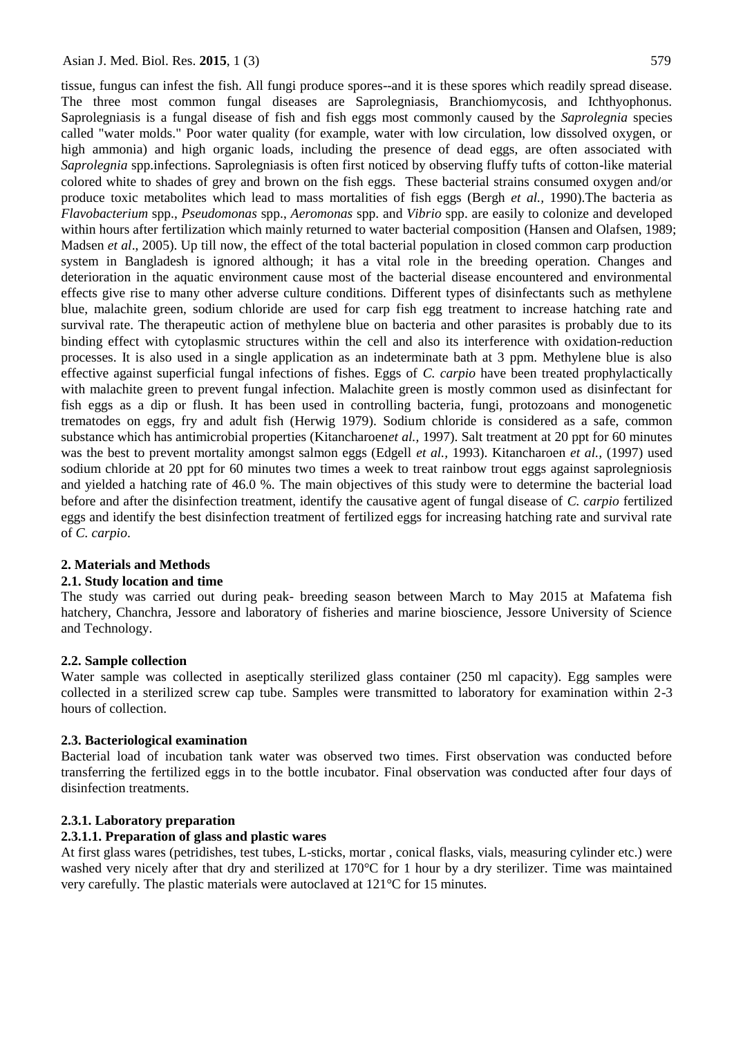tissue, fungus can infest the fish. All fungi produce spores--and it is these spores which readily spread disease. The three most common fungal diseases are Saprolegniasis, Branchiomycosis, and Ichthyophonus. Saprolegniasis is a fungal disease of fish and fish eggs most commonly caused by the *Saprolegnia* species called "water molds." Poor water quality (for example, water with low circulation, low dissolved oxygen, or high ammonia) and high organic loads, including the presence of dead eggs, are often associated with *Saprolegnia* spp.infections. Saprolegniasis is often first noticed by observing fluffy tufts of cotton-like material colored white to shades of grey and brown on the fish eggs. These bacterial strains consumed oxygen and/or produce toxic metabolites which lead to mass mortalities of fish eggs (Bergh *et al.,* 1990).The bacteria as *Flavobacterium* spp., *Pseudomonas* spp., *Aeromonas* spp. and *Vibrio* spp. are easily to colonize and developed within hours after fertilization which mainly returned to water bacterial composition (Hansen and Olafsen, 1989; Madsen *et al*., 2005). Up till now, the effect of the total bacterial population in closed common carp production system in Bangladesh is ignored although; it has a vital role in the breeding operation. Changes and deterioration in the aquatic environment cause most of the bacterial disease encountered and environmental effects give rise to many other adverse culture conditions. Different types of disinfectants such as methylene blue, malachite green, sodium chloride are used for carp fish egg treatment to increase hatching rate and survival rate. The therapeutic action of methylene blue on bacteria and other parasites is probably due to its binding effect with cytoplasmic structures within the cell and also its interference with oxidation-reduction processes. It is also used in a single application as an indeterminate bath at 3 ppm. Methylene blue is also effective against superficial fungal infections of fishes. Eggs of *C. carpio* have been treated prophylactically with malachite green to prevent fungal infection. Malachite green is mostly common used as disinfectant for fish eggs as a dip or flush. It has been used in controlling bacteria, fungi, protozoans and monogenetic trematodes on eggs, fry and adult fish (Herwig 1979). Sodium chloride is considered as a safe, common substance which has antimicrobial properties (Kitancharoen*et al.,* 1997). Salt treatment at 20 ppt for 60 minutes was the best to prevent mortality amongst salmon eggs (Edgell *et al.,* 1993). Kitancharoen *et al.,* (1997) used sodium chloride at 20 ppt for 60 minutes two times a week to treat rainbow trout eggs against saprolegniosis and yielded a hatching rate of 46.0 %. The main objectives of this study were to determine the bacterial load before and after the disinfection treatment, identify the causative agent of fungal disease of *C. carpio* fertilized eggs and identify the best disinfection treatment of fertilized eggs for increasing hatching rate and survival rate of *C. carpio.*

## 2. Materials and Methods

### 2.1. Study location and time

The study was carried out during peak- breeding season between March to May 2015 at Mafatema fish hatchery, Chanchra, Jessore and laboratory of fisheries and marine bioscience, Jessore University of Science and Technology.

### 2.2. Sample collection

Water sample was collected in aseptically sterilized glass container (250 ml capacity). Egg samples were collected in a sterilized screw cap tube. Samples were transmitted to laboratory for examination within 2-3 hours of collection.

### 2.3. Bacteriological examination

Bacterial load of incubation tank water was observed two times. First observation was conducted before transferring the fertilized eggs in to the bottle incubator. Final observation was conducted after four days of disinfection treatments.

#### 2.3.1. Laboratory preparation

##### 2.3.1.1. Preparation of glass and plastic wares

At first glass wares (petridishes, test tubes, L-sticks, mortar , conical flasks, vials, measuring cylinder etc.) were washed very nicely after that dry and sterilized at 170°C for 1 hour by a dry sterilizer. Time was maintained very carefully. The plastic materials were autoclaved at 121°C for 15 minutes.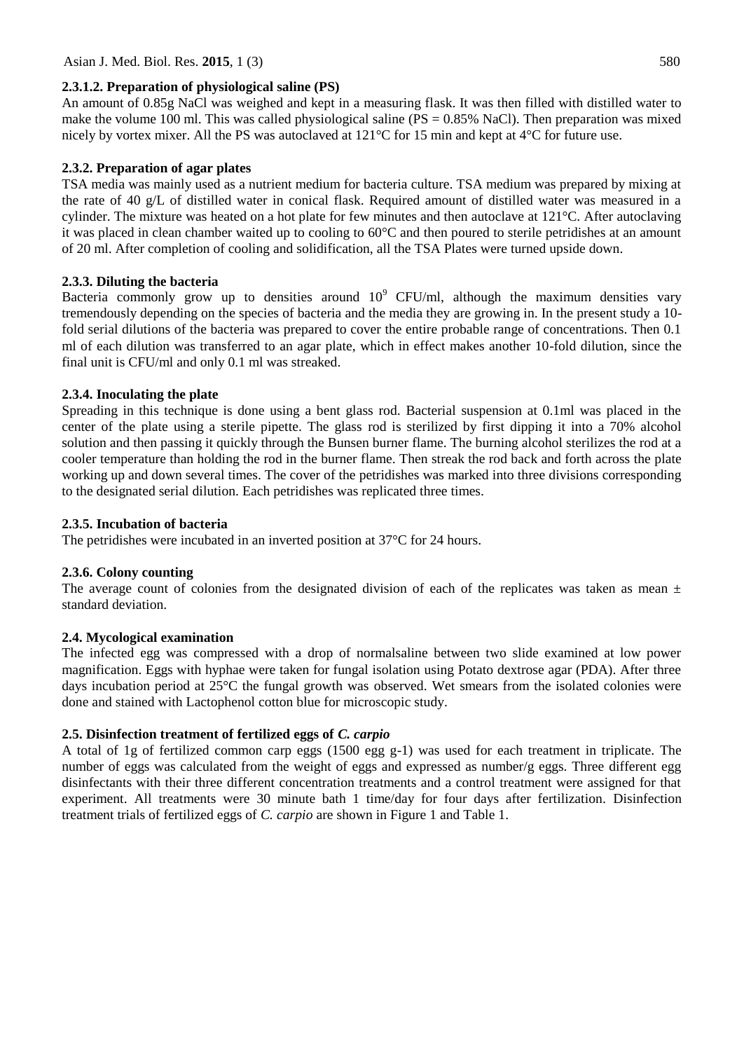#### 2.3.1.2. Preparation of physiological saline (PS)

An amount of 0.85g NaCl was weighed and kept in a measuring flask. It was then filled with distilled water to make the volume 100 ml. This was called physiological saline (PS = 0.85% NaCl). Then preparation was mixed nicely by vortex mixer. All the PS was autoclaved at 121°C for 15 min and kept at 4°C for future use.

### 2.3.2. Preparation of agar plates

TSA media was mainly used as a nutrient medium for bacteria culture. TSA medium was prepared by mixing at the rate of 40 g/L of distilled water in conical flask. Required amount of distilled water was measured in a cylinder. The mixture was heated on a hot plate for few minutes and then autoclave at 121°C. After autoclaving it was placed in clean chamber waited up to cooling to 60°C and then poured to sterile petridishes at an amount of 20 ml. After completion of cooling and solidification, all the TSA Plates were turned upside down.

### 2.3.3. Diluting the bacteria

Bacteria commonly grow up to densities around $10^9$ CFU/ml, although the maximum densities vary tremendously depending on the species of bacteria and the media they are growing in. In the present study a 10-fold serial dilutions of the bacteria was prepared to cover the entire probable range of concentrations. Then 0.1 ml of each dilution was transferred to an agar plate, which in effect makes another 10-fold dilution, since the final unit is CFU/ml and only 0.1 ml was streaked.

### 2.3.4. Inoculating the plate

Spreading in this technique is done using a bent glass rod. Bacterial suspension at 0.1ml was placed in the center of the plate using a sterile pipette. The glass rod is sterilized by first dipping it into a 70% alcohol solution and then passing it quickly through the Bunsen burner flame. The burning alcohol sterilizes the rod at a cooler temperature than holding the rod in the burner flame. Then streak the rod back and forth across the plate working up and down several times. The cover of the petridishes was marked into three divisions corresponding to the designated serial dilution. Each petridishes was replicated three times.

### 2.3.5. Incubation of bacteria

The petridishes were incubated in an inverted position at 37°C for 24 hours.

### 2.3.6. Colony counting

The average count of colonies from the designated division of each of the replicates was taken as mean ± standard deviation.

## 2.4. Mycological examination

The infected egg was compressed with a drop of normalsaline between two slide examined at low power magnification. Eggs with hyphae were taken for fungal isolation using Potato dextrose agar (PDA). After three days incubation period at 25°C the fungal growth was observed. Wet smears from the isolated colonies were done and stained with Lactophenol cotton blue for microscopic study.

## 2.5. Disinfection treatment of fertilized eggs of *C. carpio*

A total of 1g of fertilized common carp eggs (1500 egg g-1) was used for each treatment in triplicate. The number of eggs was calculated from the weight of eggs and expressed as number/g eggs. Three different egg disinfectants with their three different concentration treatments and a control treatment were assigned for that experiment. All treatments were 30 minute bath 1 time/day for four days after fertilization. Disinfection treatment trials of fertilized eggs of *C. carpio* are shown in Figure 1 and Table 1.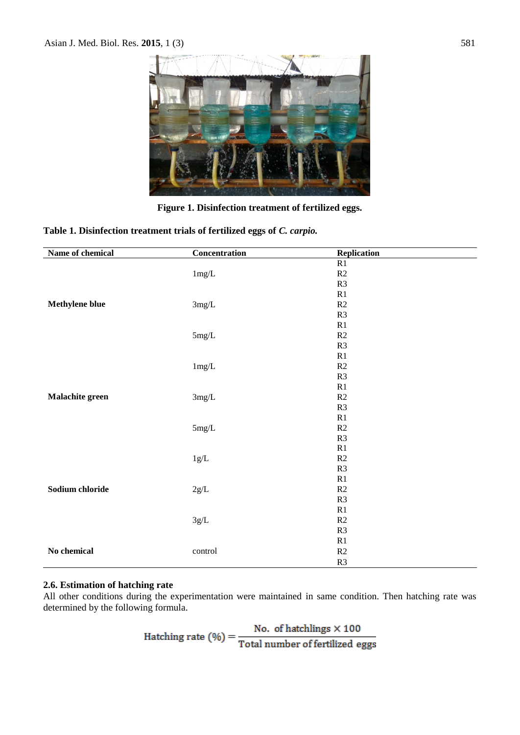Figure 1. Disinfection treatment of fertilized eggs.

**Table 1. Disinfection treatment trials of fertilized eggs of *C. carpio.***

| Name of chemical | Concentration | Replication |
|---|---|---|
| | | R1 |
| | 1mg/L | R2 |
| | | R3 |
| | | R1 |
| **Methylene blue** | 3mg/L | R2 |
| | | R3 |
| | | R1 |
| | 5mg/L | R2 |
| | | R3 |
| | | R1 |
| | 1mg/L | R2 |
| | | R3 |
| | | R1 |
| **Malachite green** | 3mg/L | R2 |
| | | R3 |
| | | R1 |
| | 5mg/L | R2 |
| | | R3 |
| | | R1 |
| | 1g/L | R2 |
| | | R3 |
| | | R1 |
| **Sodium chloride** | 2g/L | R2 |
| | | R3 |
| | | R1 |
| | 3g/L | R2 |
| | | R3 |
| | | R1 |
| **No chemical** | control | R2 |
| | | R3 |

### 2.6. Estimation of hatching rate

All other conditions during the experimentation were maintained in same condition. Then hatching rate was determined by the following formula.

$$\text{Hatching rate (\%)} = \frac{\text{No. of hatchlings} \times 100}{\text{Total number of fertilized eggs}}$$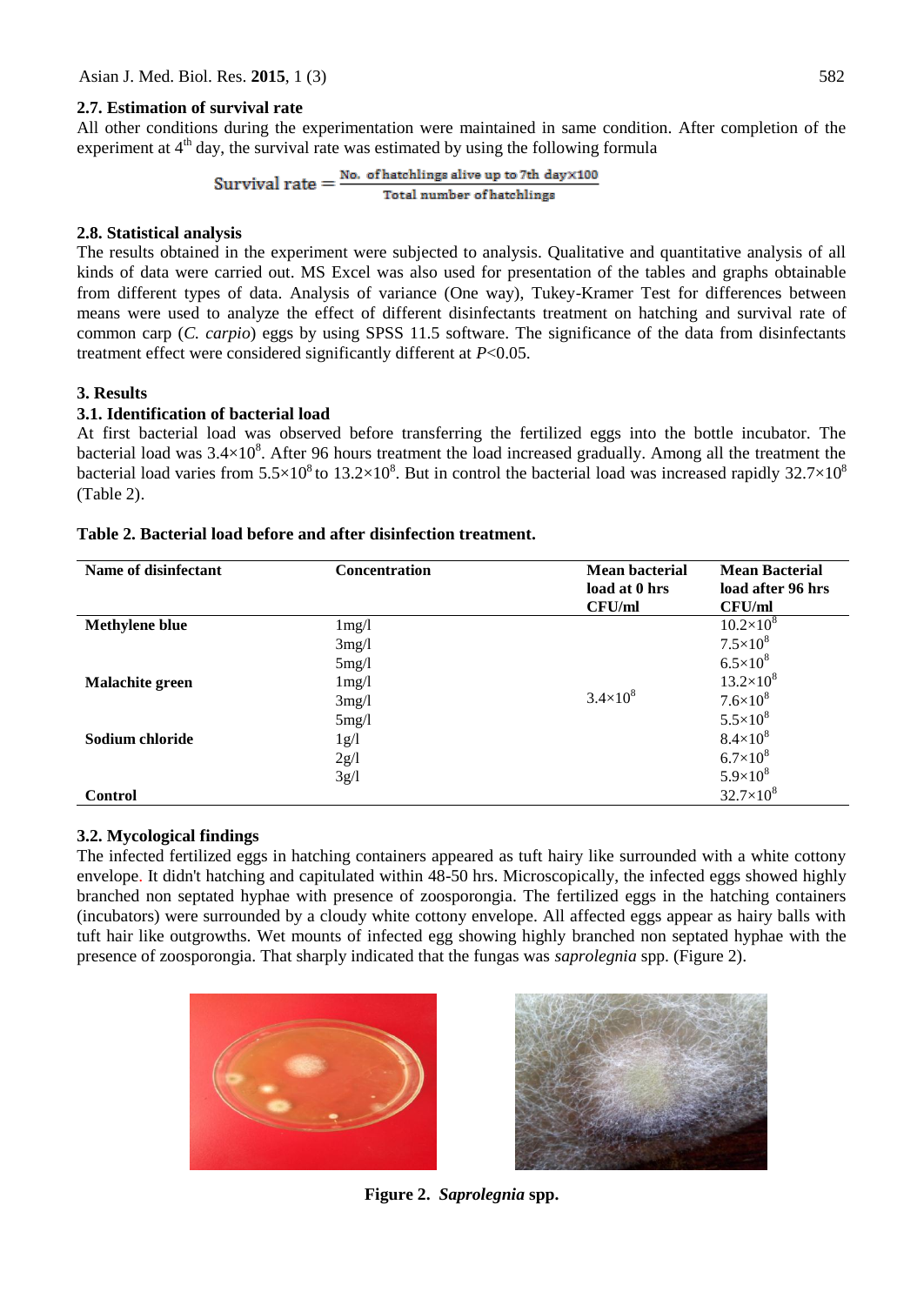### 2.7. Estimation of survival rate

All other conditions during the experimentation were maintained in same condition. After completion of the experiment at 4th day, the survival rate was estimated by using the following formula

$$\text{Survival rate} = \frac{\text{No. of hatchlings alive up to 7th day} \times 100}{\text{Total number of hatchlings}}$$

### 2.8. Statistical analysis

The results obtained in the experiment were subjected to analysis. Qualitative and quantitative analysis of all kinds of data were carried out. MS Excel was also used for presentation of the tables and graphs obtainable from different types of data. Analysis of variance (One way), Tukey-Kramer Test for differences between means were used to analyze the effect of different disinfectants treatment on hatching and survival rate of common carp (*C. carpio*) eggs by using SPSS 11.5 software. The significance of the data from disinfectants treatment effect were considered significantly different at $P<0.05$.

## 3. Results

### 3.1. Identification of bacterial load

At first bacterial load was observed before transferring the fertilized eggs into the bottle incubator. The bacterial load was $3.4\times10^8$. After 96 hours treatment the load increased gradually. Among all the treatment the bacterial load varies from $5.5\times10^8$ to $13.2\times10^8$. But in control the bacterial load was increased rapidly $32.7\times10^8$ (Table 2).

**Table 2. Bacterial load before and after disinfection treatment.**

| Name of disinfectant | Concentration | Mean bacterial load at 0 hrs CFU/ml | Mean Bacterial load after 96 hrs CFU/ml |
|---|---|---|---|
| **Methylene blue** | 1mg/l | | $10.2\times10^8$ |
| | 3mg/l | | $7.5\times10^8$ |
| | 5mg/l | | $6.5\times10^8$ |
| **Malachite green** | 1mg/l | | $13.2\times10^8$ |
| | 3mg/l | $3.4\times10^8$ | $7.6\times10^8$ |
| | 5mg/l | | $5.5\times10^8$ |
| **Sodium chloride** | 1g/l | | $8.4\times10^8$ |
| | 2g/l | | $6.7\times10^8$ |
| | 3g/l | | $5.9\times10^8$ |
| **Control** | | | $32.7\times10^8$ |

### 3.2. Mycological findings

The infected fertilized eggs in hatching containers appeared as tuft hairy like surrounded with a white cottony envelope. It didn't hatching and capitulated within 48-50 hrs. Microscopically, the infected eggs showed highly branched non septated hyphae with presence of zoosporongia. The fertilized eggs in the hatching containers (incubators) were surrounded by a cloudy white cottony envelope. All affected eggs appear as hairy balls with tuft hair like outgrowths. Wet mounts of infected egg showing highly branched non septated hyphae with the presence of zoosporongia. That sharply indicated that the fungas was *saprolegnia* spp. (Figure 2).

**Figure 2.** ***Saprolegnia*** **spp.**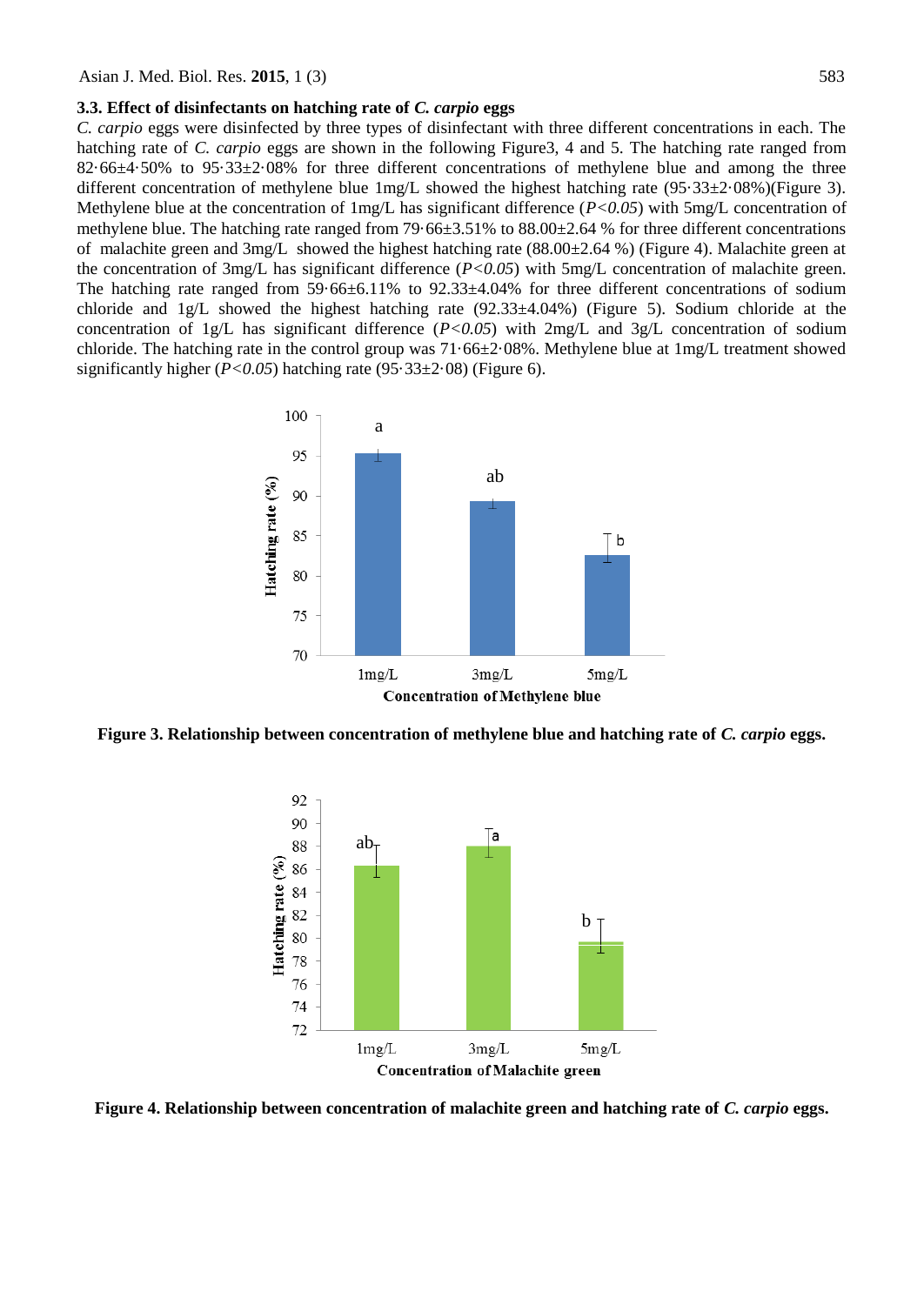### 3.3. Effect of disinfectants on hatching rate of *C. carpio* eggs

*C. carpio* eggs were disinfected by three types of disinfectant with three different concentrations in each. The hatching rate of *C. carpio* eggs are shown in the following Figure3, 4 and 5. The hatching rate ranged from 82·66±4·50% to 95·33±2·08% for three different concentrations of methylene blue and among the three different concentration of methylene blue 1mg/L showed the highest hatching rate (95·33±2·08%)(Figure 3). Methylene blue at the concentration of 1mg/L has significant difference (*P<0.05*) with 5mg/L concentration of methylene blue. The hatching rate ranged from 79·66±3.51% to 88.00±2.64 % for three different concentrations of malachite green and 3mg/L showed the highest hatching rate (88.00±2.64 %) (Figure 4). Malachite green at the concentration of 3mg/L has significant difference (*P<0.05*) with 5mg/L concentration of malachite green. The hatching rate ranged from 59·66±6.11% to 92.33±4.04% for three different concentrations of sodium chloride and 1g/L showed the highest hatching rate (92.33±4.04%) (Figure 5). Sodium chloride at the concentration of 1g/L has significant difference (*P<0.05*) with 2mg/L and 3g/L concentration of sodium chloride. The hatching rate in the control group was 71·66±2·08%. Methylene blue at 1mg/L treatment showed significantly higher (*P<0.05*) hatching rate (95·33±2·08) (Figure 6).

**Figure 3. Relationship between concentration of methylene blue and hatching rate of *C. carpio* eggs.**

**Figure 4. Relationship between concentration of malachite green and hatching rate of *C. carpio* eggs.**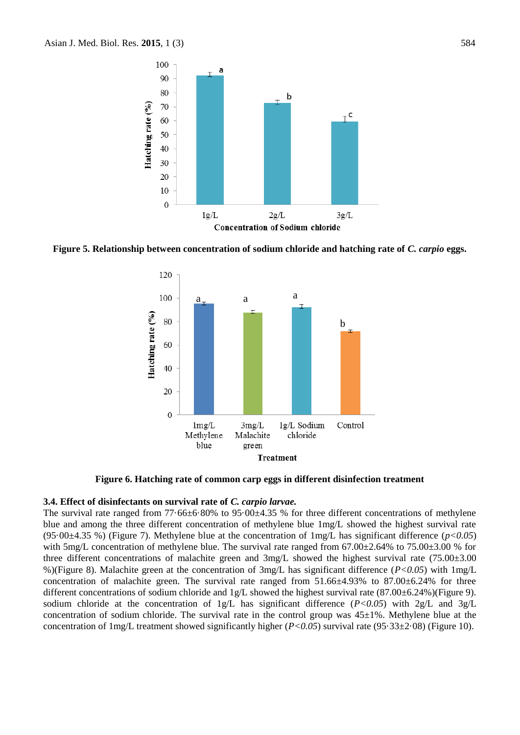**Figure 5. Relationship between concentration of sodium chloride and hatching rate of *C. carpio* eggs.**

**Figure 6. Hatching rate of common carp eggs in different disinfection treatment**

### 3.4. Effect of disinfectants on survival rate of *C. carpio larvae.*

The survival rate ranged from 77·66±6·80% to 95·00±4.35 % for three different concentrations of methylene blue and among the three different concentration of methylene blue 1mg/L showed the highest survival rate (95·00±4.35 %) (Figure 7). Methylene blue at the concentration of 1mg/L has significant difference (*$p<0.05$*) with 5mg/L concentration of methylene blue. The survival rate ranged from 67.00±2.64% to 75.00±3.00 % for three different concentrations of malachite green and 3mg/L showed the highest survival rate (75.00±3.00 %)(Figure 8). Malachite green at the concentration of 3mg/L has significant difference (*$P<0.05$*) with 1mg/L concentration of malachite green. The survival rate ranged from 51.66±4.93% to 87.00±6.24% for three different concentrations of sodium chloride and 1g/L showed the highest survival rate (87.00±6.24%)(Figure 9). sodium chloride at the concentration of 1g/L has significant difference (*$P<0.05$*) with 2g/L and 3g/L concentration of sodium chloride. The survival rate in the control group was 45±1%. Methylene blue at the concentration of 1mg/L treatment showed significantly higher (*$P<0.05$*) survival rate (95·33±2·08) (Figure 10).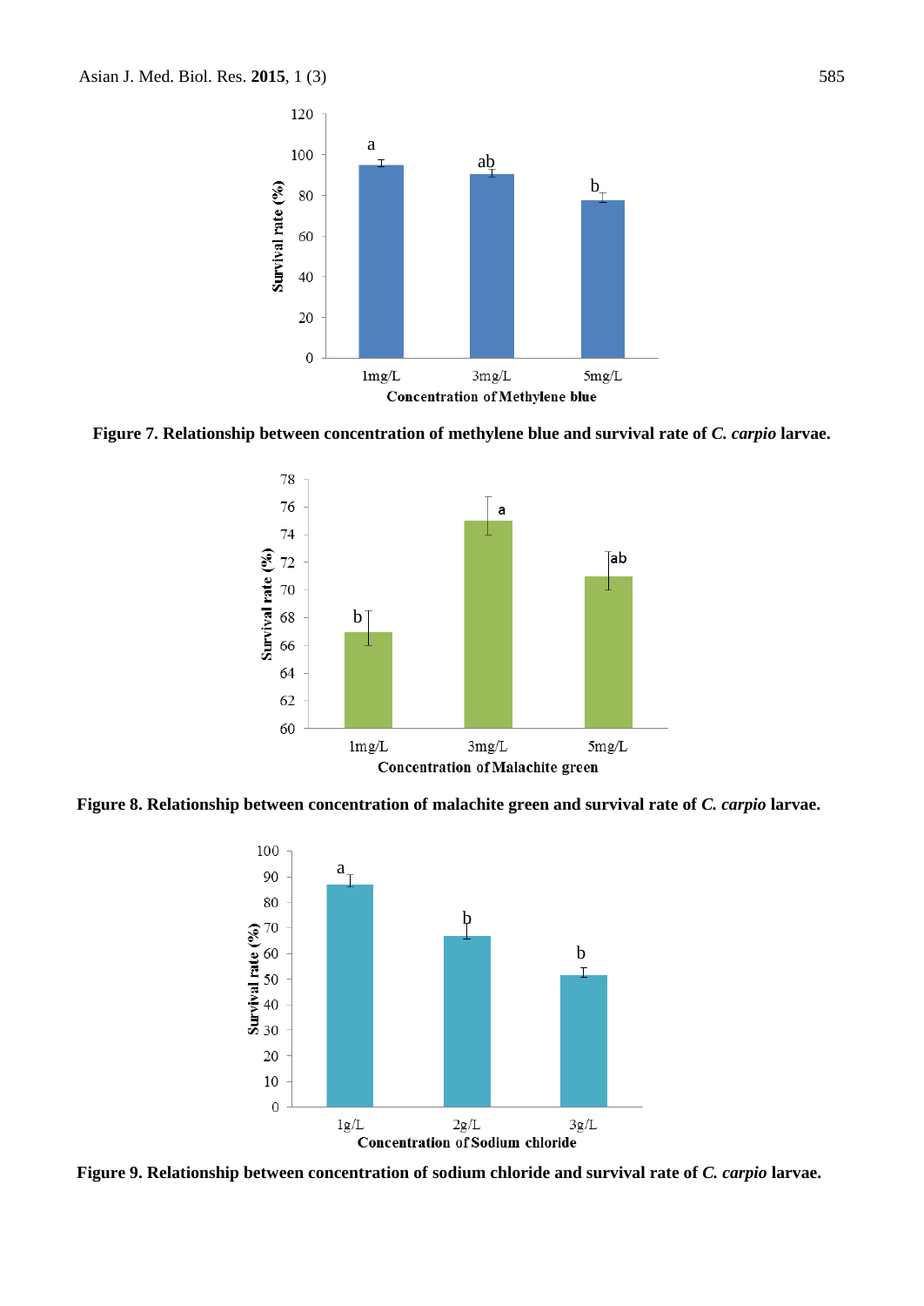**Figure 7. Relationship between concentration of methylene blue and survival rate of *C. carpio* larvae.**

**Figure 8. Relationship between concentration of malachite green and survival rate of *C. carpio* larvae.**

**Figure 9. Relationship between concentration of sodium chloride and survival rate of *C. carpio* larvae.**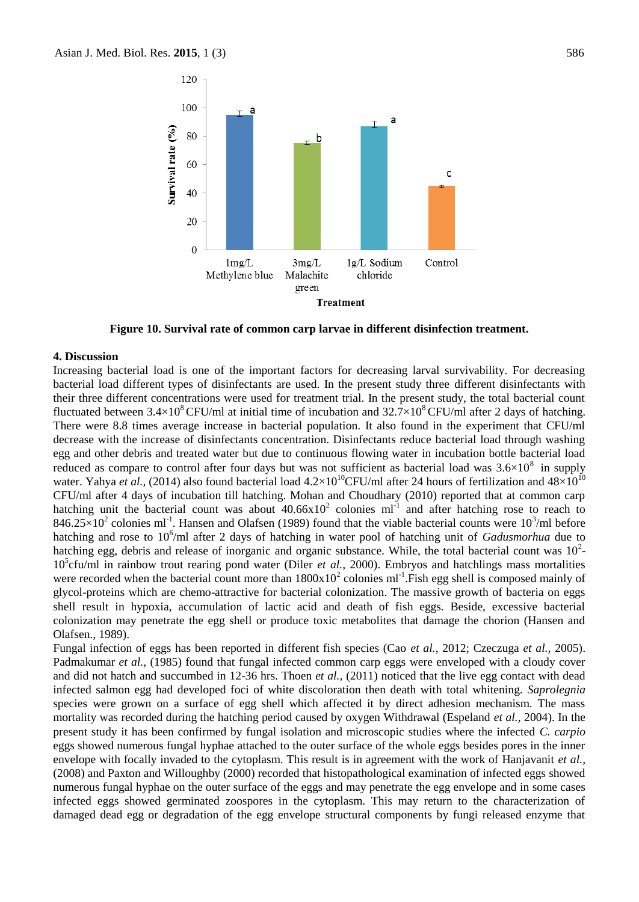Figure 10. Survival rate of common carp larvae in different disinfection treatment.

## 4. Discussion

Increasing bacterial load is one of the important factors for decreasing larval survivability. For decreasing bacterial load different types of disinfectants are used. In the present study three different disinfectants with their three different concentrations were used for treatment trial. In the present study, the total bacterial count fluctuated between $3.4\times10^{8}$ CFU/ml at initial time of incubation and $32.7\times10^{8}$ CFU/ml after 2 days of hatching. There were 8.8 times average increase in bacterial population. It also found in the experiment that CFU/ml decrease with the increase of disinfectants concentration. Disinfectants reduce bacterial load through washing egg and other debris and treated water but due to continuous flowing water in incubation bottle bacterial load reduced as compare to control after four days but was not sufficient as bacterial load was $3.6\times10^{8}$ in supply water. Yahya *et al.,* (2014) also found bacterial load $4.2\times10^{10}$CFU/ml after 24 hours of fertilization and $48\times10^{10}$ CFU/ml after 4 days of incubation till hatching. Mohan and Choudhary (2010) reported that at common carp hatching unit the bacterial count was about $40.66\text{x}10^{2}$ colonies $\text{ml}^{-1}$ and after hatching rose to reach to $846.25\times10^{2}$ colonies $\text{ml}^{-1}$. Hansen and Olafsen (1989) found that the viable bacterial counts were $10^{3}$/ml before hatching and rose to $10^{6}$/ml after 2 days of hatching in water pool of hatching unit of *Gadusmorhua* due to hatching egg, debris and release of inorganic and organic substance. While, the total bacterial count was $10^{2}$-$10^{5}$cfu/ml in rainbow trout rearing pond water (Diler *et al.,* 2000). Embryos and hatchlings mass mortalities were recorded when the bacterial count more than $1800\text{x}10^{2}$ colonies $\text{ml}^{-1}$.Fish egg shell is composed mainly of glycol-proteins which are chemo-attractive for bacterial colonization. The massive growth of bacteria on eggs shell result in hypoxia, accumulation of lactic acid and death of fish eggs. Beside, excessive bacterial colonization may penetrate the egg shell or produce toxic metabolites that damage the chorion (Hansen and Olafsen., 1989).

Fungal infection of eggs has been reported in different fish species (Cao *et al.,* 2012; Czeczuga *et al.,* 2005). Padmakumar *et al.,* (1985) found that fungal infected common carp eggs were enveloped with a cloudy cover and did not hatch and succumbed in 12-36 hrs. Thoen *et al.,* (2011) noticed that the live egg contact with dead infected salmon egg had developed foci of white discoloration then death with total whitening. *Saprolegnia* species were grown on a surface of egg shell which affected it by direct adhesion mechanism. The mass mortality was recorded during the hatching period caused by oxygen Withdrawal (Espeland *et al.,* 2004). In the present study it has been confirmed by fungal isolation and microscopic studies where the infected *C. carpio* eggs showed numerous fungal hyphae attached to the outer surface of the whole eggs besides pores in the inner envelope with focally invaded to the cytoplasm. This result is in agreement with the work of Hanjavanit *et al.,* (2008) and Paxton and Willoughby (2000) recorded that histopathological examination of infected eggs showed numerous fungal hyphae on the outer surface of the eggs and may penetrate the egg envelope and in some cases infected eggs showed germinated zoospores in the cytoplasm. This may return to the characterization of damaged dead egg or degradation of the egg envelope structural components by fungi released enzyme that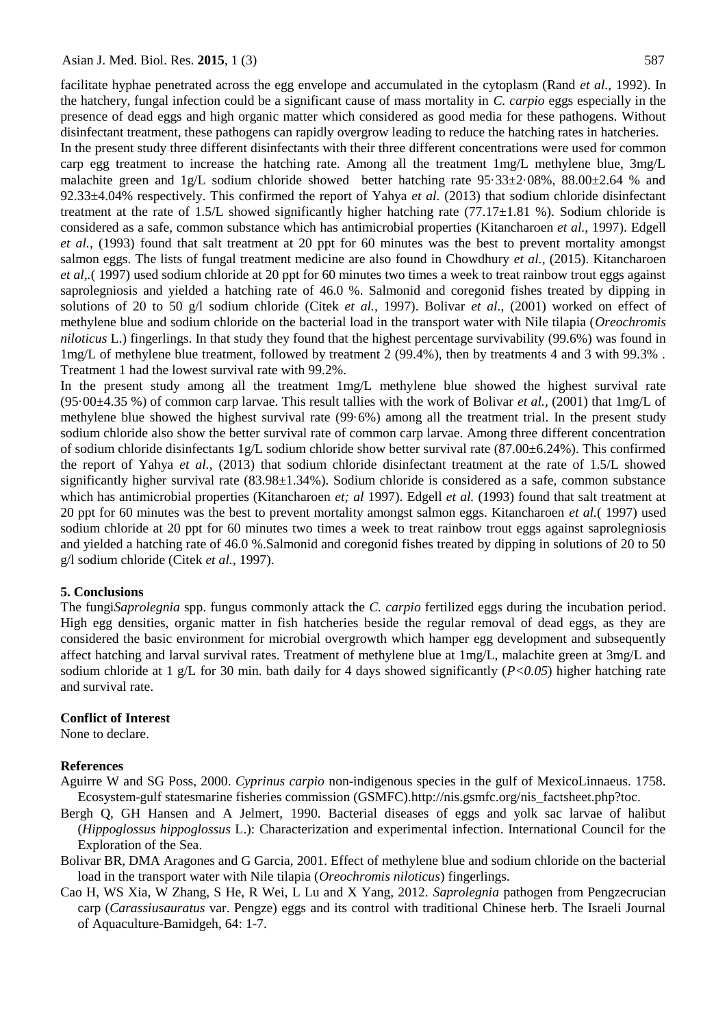facilitate hyphae penetrated across the egg envelope and accumulated in the cytoplasm (Rand *et al.,* 1992). In the hatchery, fungal infection could be a significant cause of mass mortality in *C. carpio* eggs especially in the presence of dead eggs and high organic matter which considered as good media for these pathogens. Without disinfectant treatment, these pathogens can rapidly overgrow leading to reduce the hatching rates in hatcheries.

In the present study three different disinfectants with their three different concentrations were used for common carp egg treatment to increase the hatching rate. Among all the treatment 1mg/L methylene blue, 3mg/L malachite green and 1g/L sodium chloride showed better hatching rate 95·33±2·08%, 88.00±2.64 % and 92.33±4.04% respectively. This confirmed the report of Yahya *et al.* (2013) that sodium chloride disinfectant treatment at the rate of 1.5/L showed significantly higher hatching rate (77.17±1.81 %). Sodium chloride is considered as a safe, common substance which has antimicrobial properties (Kitancharoen *et al.,* 1997). Edgell *et al.,* (1993) found that salt treatment at 20 ppt for 60 minutes was the best to prevent mortality amongst salmon eggs. The lists of fungal treatment medicine are also found in Chowdhury *et al.,* (2015). Kitancharoen *et al*,.( 1997) used sodium chloride at 20 ppt for 60 minutes two times a week to treat rainbow trout eggs against saprolegniosis and yielded a hatching rate of 46.0 %. Salmonid and coregonid fishes treated by dipping in solutions of 20 to 50 g/l sodium chloride (Citek *et al.,* 1997). Bolivar *et al.,* (2001) worked on effect of methylene blue and sodium chloride on the bacterial load in the transport water with Nile tilapia (*Oreochromis niloticus* L.) fingerlings. In that study they found that the highest percentage survivability (99.6%) was found in 1mg/L of methylene blue treatment, followed by treatment 2 (99.4%), then by treatments 4 and 3 with 99.3% . Treatment 1 had the lowest survival rate with 99.2%.

In the present study among all the treatment 1mg/L methylene blue showed the highest survival rate (95·00±4.35 %) of common carp larvae. This result tallies with the work of Bolivar *et al.,* (2001) that 1mg/L of methylene blue showed the highest survival rate (99·6%) among all the treatment trial. In the present study sodium chloride also show the better survival rate of common carp larvae. Among three different concentration of sodium chloride disinfectants 1g/L sodium chloride show better survival rate (87.00±6.24%). This confirmed the report of Yahya *et al.,* (2013) that sodium chloride disinfectant treatment at the rate of 1.5/L showed significantly higher survival rate (83.98±1.34%). Sodium chloride is considered as a safe, common substance which has antimicrobial properties (Kitancharoen *et; al* 1997). Edgell *et al.* (1993) found that salt treatment at 20 ppt for 60 minutes was the best to prevent mortality amongst salmon eggs. Kitancharoen *et al.*( 1997) used sodium chloride at 20 ppt for 60 minutes two times a week to treat rainbow trout eggs against saprolegniosis and yielded a hatching rate of 46.0 %.Salmonid and coregonid fishes treated by dipping in solutions of 20 to 50 g/l sodium chloride (Citek *et al.,* 1997).

## 5. Conclusions

The fungi*Saprolegnia* spp. fungus commonly attack the *C. carpio* fertilized eggs during the incubation period. High egg densities, organic matter in fish hatcheries beside the regular removal of dead eggs, as they are considered the basic environment for microbial overgrowth which hamper egg development and subsequently affect hatching and larval survival rates. Treatment of methylene blue at 1mg/L, malachite green at 3mg/L and sodium chloride at 1 g/L for 30 min. bath daily for 4 days showed significantly ($P<0.05$) higher hatching rate and survival rate.

## Conflict of Interest

None to declare.

## References

Aguirre W and SG Poss, 2000. *Cyprinus carpio* non-indigenous species in the gulf of MexicoLinnaeus. 1758. Ecosystem-gulf statesmarine fisheries commission (GSMFC).http://nis.gsmfc.org/nis_factsheet.php?toc.

Bergh Q, GH Hansen and A Jelmert, 1990. Bacterial diseases of eggs and yolk sac larvae of halibut (*Hippoglossus hippoglossus* L.): Characterization and experimental infection. International Council for the Exploration of the Sea.

Bolivar BR, DMA Aragones and G Garcia, 2001. Effect of methylene blue and sodium chloride on the bacterial load in the transport water with Nile tilapia (*Oreochromis niloticus*) fingerlings.

Cao H, WS Xia, W Zhang, S He, R Wei, L Lu and X Yang, 2012. *Saprolegnia* pathogen from Pengzecrucian carp (*Carassiusauratus* var. Pengze) eggs and its control with traditional Chinese herb. The Israeli Journal of Aquaculture-Bamidgeh, 64: 1-7.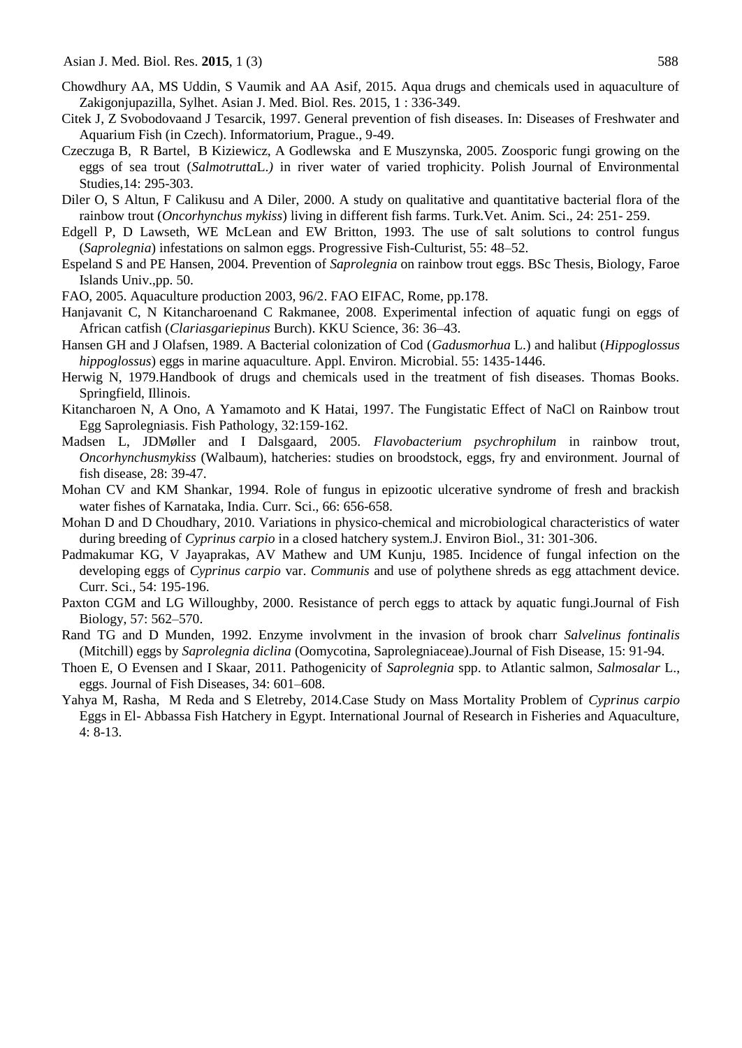Chowdhury AA, MS Uddin, S Vaumik and AA Asif, 2015. Aqua drugs and chemicals used in aquaculture of Zakigonjupazilla, Sylhet. Asian J. Med. Biol. Res. 2015, 1 : 336-349.

Citek J, Z Svobodovaand J Tesarcik, 1997. General prevention of fish diseases. In: Diseases of Freshwater and Aquarium Fish (in Czech). Informatorium, Prague., 9-49.

Czeczuga B, R Bartel, B Kiziewicz, A Godlewska and E Muszynska, 2005. Zoosporic fungi growing on the eggs of sea trout (*Salmotrutta*L.*)* in river water of varied trophicity. Polish Journal of Environmental Studies,14: 295-303.

Diler O, S Altun, F Calikusu and A Diler, 2000. A study on qualitative and quantitative bacterial flora of the rainbow trout (*Oncorhynchus mykiss*) living in different fish farms. Turk.Vet. Anim. Sci., 24: 251- 259.

Edgell P, D Lawseth, WE McLean and EW Britton, 1993. The use of salt solutions to control fungus (*Saprolegnia*) infestations on salmon eggs. Progressive Fish-Culturist, 55: 48–52.

Espeland S and PE Hansen, 2004. Prevention of *Saprolegnia* on rainbow trout eggs. BSc Thesis, Biology, Faroe Islands Univ.,pp. 50.

FAO, 2005. Aquaculture production 2003, 96/2. FAO EIFAC, Rome, pp.178.

Hanjavanit C, N Kitancharoenand C Rakmanee, 2008. Experimental infection of aquatic fungi on eggs of African catfish (*Clariasgariepinus* Burch). KKU Science, 36: 36–43.

Hansen GH and J Olafsen, 1989. A Bacterial colonization of Cod (*Gadusmorhua* L.) and halibut (*Hippoglossus hippoglossus*) eggs in marine aquaculture. Appl. Environ. Microbial. 55: 1435-1446.

Herwig N, 1979.Handbook of drugs and chemicals used in the treatment of fish diseases. Thomas Books. Springfield, Illinois.

Kitancharoen N, A Ono, A Yamamoto and K Hatai, 1997. The Fungistatic Effect of NaCl on Rainbow trout Egg Saprolegniasis. Fish Pathology, 32:159-162.

Madsen L, JDMøller and I Dalsgaard, 2005. *Flavobacterium psychrophilum* in rainbow trout, *Oncorhynchusmykiss* (Walbaum), hatcheries: studies on broodstock, eggs, fry and environment. Journal of fish disease, 28: 39-47.

Mohan CV and KM Shankar, 1994. Role of fungus in epizootic ulcerative syndrome of fresh and brackish water fishes of Karnataka, India. Curr. Sci., 66: 656-658.

Mohan D and D Choudhary, 2010. Variations in physico-chemical and microbiological characteristics of water during breeding of *Cyprinus carpio* in a closed hatchery system.J. Environ Biol., 31: 301-306.

Padmakumar KG, V Jayaprakas, AV Mathew and UM Kunju, 1985. Incidence of fungal infection on the developing eggs of *Cyprinus carpio* var. *Communis* and use of polythene shreds as egg attachment device. Curr. Sci., 54: 195-196.

Paxton CGM and LG Willoughby, 2000. Resistance of perch eggs to attack by aquatic fungi.Journal of Fish Biology, 57: 562–570.

Rand TG and D Munden, 1992. Enzyme involvment in the invasion of brook charr *Salvelinus fontinalis* (Mitchill) eggs by *Saprolegnia diclina* (Oomycotina, Saprolegniaceae).Journal of Fish Disease, 15: 91-94.

Thoen E, O Evensen and I Skaar, 2011. Pathogenicity of *Saprolegnia* spp. to Atlantic salmon, *Salmosalar* L., eggs. Journal of Fish Diseases, 34: 601–608.

Yahya M, Rasha, M Reda and S Eletreby, 2014.Case Study on Mass Mortality Problem of *Cyprinus carpio* Eggs in El- Abbassa Fish Hatchery in Egypt. International Journal of Research in Fisheries and Aquaculture, 4: 8-13.